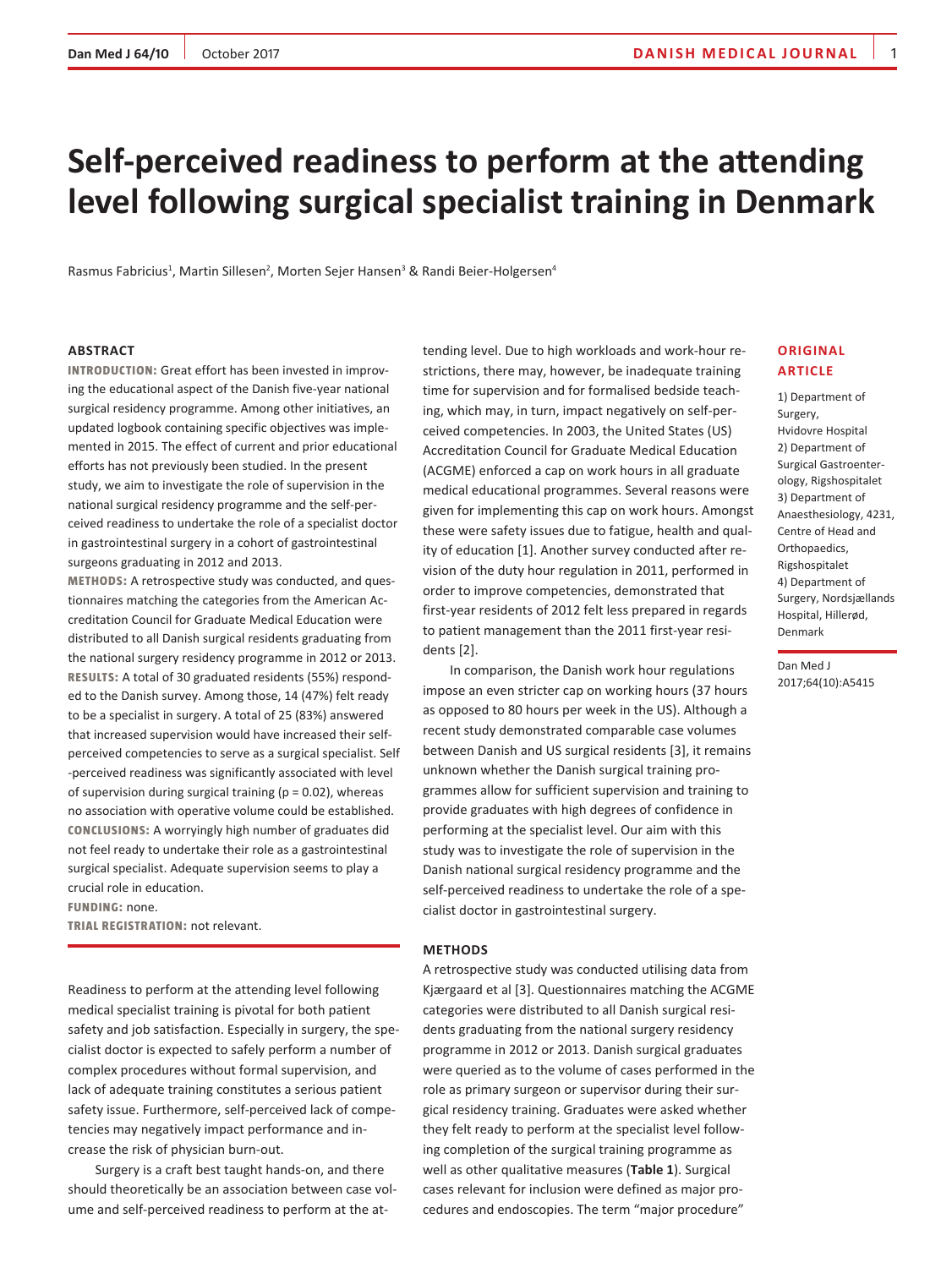# Self-perceived readiness to perform at the attending level following surgical specialist training in Denmark

Rasmus Fabricius[1], Martin Sillesen[2], Morten Sejer Hansen[3] & Randi Beier-Holgersen[4]

ORIGINAL ARTICLE

1) Department of Surgery, Hvidovre Hospital
2) Department of Surgical Gastroenterology, Rigshospitalet
3) Department of Anaesthesiology, 4231, Centre of Head and Orthopaedics, Rigshospitalet
4) Department of Surgery, Nordsjællands Hospital, Hillerød, Denmark

Dan Med J 2017;64(10):A5415

## ABSTRACT

**INTRODUCTION:** Great effort has been invested in improving the educational aspect of the Danish five-year national surgical residency programme. Among other initiatives, an updated logbook containing specific objectives was implemented in 2015. The effect of current and prior educational efforts has not previously been studied. In the present study, we aim to investigate the role of supervision in the national surgical residency programme and the self-perceived readiness to undertake the role of a specialist doctor in gastrointestinal surgery in a cohort of gastrointestinal surgeons graduating in 2012 and 2013.

**METHODS:** A retrospective study was conducted, and questionnaires matching the categories from the American Accreditation Council for Graduate Medical Education were distributed to all Danish surgical residents graduating from the national surgery residency programme in 2012 or 2013.

**RESULTS:** A total of 30 graduated residents (55%) responded to the Danish survey. Among those, 14 (47%) felt ready to be a specialist in surgery. A total of 25 (83%) answered that increased supervision would have increased their self-perceived competencies to serve as a surgical specialist. Self-perceived readiness was significantly associated with level of supervision during surgical training ($p = 0.02$), whereas no association with operative volume could be established.

**CONCLUSIONS:** A worryingly high number of graduates did not feel ready to undertake their role as a gastrointestinal surgical specialist. Adequate supervision seems to play a crucial role in education.

**FUNDING:** none.

**TRIAL REGISTRATION:** not relevant.

Readiness to perform at the attending level following medical specialist training is pivotal for both patient safety and job satisfaction. Especially in surgery, the specialist doctor is expected to safely perform a number of complex procedures without formal supervision, and lack of adequate training constitutes a serious patient safety issue. Furthermore, self-perceived lack of competencies may negatively impact performance and increase the risk of physician burn-out.

Surgery is a craft best taught hands-on, and there should theoretically be an association between case volume and self-perceived readiness to perform at the attending level. Due to high workloads and work-hour restrictions, there may, however, be inadequate training time for supervision and for formalised bedside teaching, which may, in turn, impact negatively on self-perceived competencies. In 2003, the United States (US) Accreditation Council for Graduate Medical Education (ACGME) enforced a cap on work hours in all graduate medical educational programmes. Several reasons were given for implementing this cap on work hours. Amongst these were safety issues due to fatigue, health and quality of education [1]. Another survey conducted after revision of the duty hour regulation in 2011, performed in order to improve competencies, demonstrated that first-year residents of 2012 felt less prepared in regards to patient management than the 2011 first-year residents [2].

In comparison, the Danish work hour regulations impose an even stricter cap on working hours (37 hours as opposed to 80 hours per week in the US). Although a recent study demonstrated comparable case volumes between Danish and US surgical residents [3], it remains unknown whether the Danish surgical training programmes allow for sufficient supervision and training to provide graduates with high degrees of confidence in performing at the specialist level. Our aim with this study was to investigate the role of supervision in the Danish national surgical residency programme and the self-perceived readiness to undertake the role of a specialist doctor in gastrointestinal surgery.

## METHODS

A retrospective study was conducted utilising data from Kjærgaard et al [3]. Questionnaires matching the ACGME categories were distributed to all Danish surgical residents graduating from the national surgery residency programme in 2012 or 2013. Danish surgical graduates were queried as to the volume of cases performed in the role as primary surgeon or supervisor during their surgical residency training. Graduates were asked whether they felt ready to perform at the specialist level following completion of the surgical training programme as well as other qualitative measures (**Table 1**). Surgical cases relevant for inclusion were defined as major procedures and endoscopies. The term "major procedure"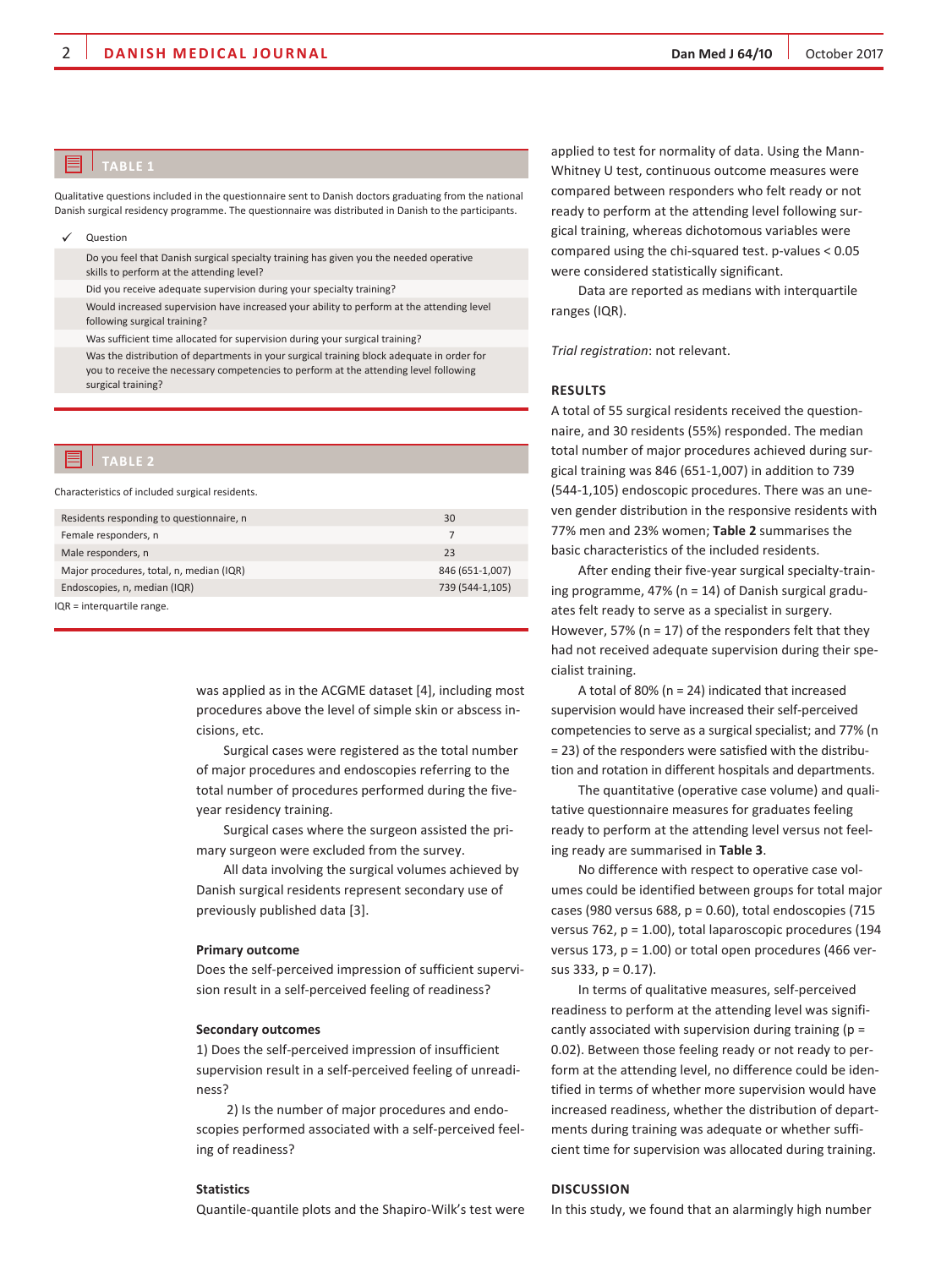## TABLE 1

Qualitative questions included in the questionnaire sent to Danish doctors graduating from the national Danish surgical residency programme. The questionnaire was distributed in Danish to the participants.

| ✓ Question |
|---|
| Do you feel that Danish surgical specialty training has given you the needed operative skills to perform at the attending level? |
| Did you receive adequate supervision during your specialty training? |
| Would increased supervision have increased your ability to perform at the attending level following surgical training? |
| Was sufficient time allocated for supervision during your surgical training? |
| Was the distribution of departments in your surgical training block adequate in order for you to receive the necessary competencies to perform at the attending level following surgical training? |

## TABLE 2

Characteristics of included surgical residents.

| | |
|---|---|
| Residents responding to questionnaire, n | 30 |
| Female responders, n | 7 |
| Male responders, n | 23 |
| Major procedures, total, n, median (IQR) | 846 (651-1,007) |
| Endoscopies, n, median (IQR) | 739 (544-1,105) |

IQR = interquartile range.

was applied as in the ACGME dataset [4], including most procedures above the level of simple skin or abscess incisions, etc.

Surgical cases were registered as the total number of major procedures and endoscopies referring to the total number of procedures performed during the five-year residency training.

Surgical cases where the surgeon assisted the primary surgeon were excluded from the survey.

All data involving the surgical volumes achieved by Danish surgical residents represent secondary use of previously published data [3].

### Primary outcome

Does the self-perceived impression of sufficient supervision result in a self-perceived feeling of readiness?

### Secondary outcomes

1) Does the self-perceived impression of insufficient supervision result in a self-perceived feeling of unreadiness?

2) Is the number of major procedures and endoscopies performed associated with a self-perceived feeling of readiness?

### Statistics

Quantile-quantile plots and the Shapiro-Wilk's test were applied to test for normality of data. Using the Mann-Whitney U test, continuous outcome measures were compared between responders who felt ready or not ready to perform at the attending level following surgical training, whereas dichotomous variables were compared using the chi-squared test. p-values < 0.05 were considered statistically significant.

Data are reported as medians with interquartile ranges (IQR).

*Trial registration*: not relevant.

## RESULTS

A total of 55 surgical residents received the questionnaire, and 30 residents (55%) responded. The median total number of major procedures achieved during surgical training was 846 (651-1,007) in addition to 739 (544-1,105) endoscopic procedures. There was an uneven gender distribution in the responsive residents with 77% men and 23% women; **Table 2** summarises the basic characteristics of the included residents.

After ending their five-year surgical specialty-training programme, 47% (n = 14) of Danish surgical graduates felt ready to serve as a specialist in surgery. However, 57% (n = 17) of the responders felt that they had not received adequate supervision during their specialist training.

A total of 80% (n = 24) indicated that increased supervision would have increased their self-perceived competencies to serve as a surgical specialist; and 77% (n = 23) of the responders were satisfied with the distribution and rotation in different hospitals and departments.

The quantitative (operative case volume) and qualitative questionnaire measures for graduates feeling ready to perform at the attending level versus not feeling ready are summarised in **Table 3**.

No difference with respect to operative case volumes could be identified between groups for total major cases (980 versus 688, p = 0.60), total endoscopies (715 versus 762, p = 1.00), total laparoscopic procedures (194 versus 173, p = 1.00) or total open procedures (466 versus 333, p = 0.17).

In terms of qualitative measures, self-perceived readiness to perform at the attending level was significantly associated with supervision during training (p = 0.02). Between those feeling ready or not ready to perform at the attending level, no difference could be identified in terms of whether more supervision would have increased readiness, whether the distribution of departments during training was adequate or whether sufficient time for supervision was allocated during training.

## DISCUSSION

In this study, we found that an alarmingly high number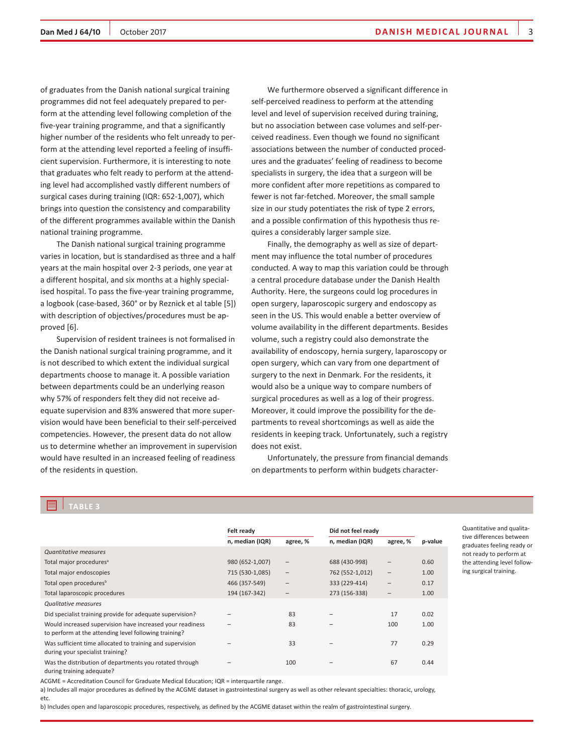of graduates from the Danish national surgical training programmes did not feel adequately prepared to perform at the attending level following completion of the five-year training programme, and that a significantly higher number of the residents who felt unready to perform at the attending level reported a feeling of insufficient supervision. Furthermore, it is interesting to note that graduates who felt ready to perform at the attending level had accomplished vastly different numbers of surgical cases during training (IQR: 652-1,007), which brings into question the consistency and comparability of the different programmes available within the Danish national training programme.

The Danish national surgical training programme varies in location, but is standardised as three and a half years at the main hospital over 2-3 periods, one year at a different hospital, and six months at a highly specialised hospital. To pass the five-year training programme, a logbook (case-based, 360° or by Reznick et al table [5]) with description of objectives/procedures must be approved [6].

Supervision of resident trainees is not formalised in the Danish national surgical training programme, and it is not described to which extent the individual surgical departments choose to manage it. A possible variation between departments could be an underlying reason why 57% of responders felt they did not receive adequate supervision and 83% answered that more supervision would have been beneficial to their self-perceived competencies. However, the present data do not allow us to determine whether an improvement in supervision would have resulted in an increased feeling of readiness of the residents in question.

We furthermore observed a significant difference in self-perceived readiness to perform at the attending level and level of supervision received during training, but no association between case volumes and self-perceived readiness. Even though we found no significant associations between the number of conducted procedures and the graduates' feeling of readiness to become specialists in surgery, the idea that a surgeon will be more confident after more repetitions as compared to fewer is not far-fetched. Moreover, the small sample size in our study potentiates the risk of type 2 errors, and a possible confirmation of this hypothesis thus requires a considerably larger sample size.

Finally, the demography as well as size of department may influence the total number of procedures conducted. A way to map this variation could be through a central procedure database under the Danish Health Authority. Here, the surgeons could log procedures in open surgery, laparoscopic surgery and endoscopy as seen in the US. This would enable a better overview of volume availability in the different departments. Besides volume, such a registry could also demonstrate the availability of endoscopy, hernia surgery, laparoscopy or open surgery, which can vary from one department of surgery to the next in Denmark. For the residents, it would also be a unique way to compare numbers of surgical procedures as well as a log of their progress. Moreover, it could improve the possibility for the departments to reveal shortcomings as well as aide the residents in keeping track. Unfortunately, such a registry does not exist.

Unfortunately, the pressure from financial demands on departments to perform within budgets character-

**TABLE 3**

| | Felt ready | | Did not feel ready | | |
|---|---|---|---|---|---|
| | n, median (IQR) | agree, % | n, median (IQR) | agree, % | p-value |
| *Quantitative measures* | | | | | |
| Total major procedures[a] | 980 (652-1,007) | – | 688 (430-998) | – | 0.60 |
| Total major endoscopies | 715 (530-1,085) | – | 762 (552-1,012) | – | 1.00 |
| Total open procedures[b] | 466 (357-549) | – | 333 (229-414) | – | 0.17 |
| Total laparoscopic procedures | 194 (167-342) | – | 273 (156-338) | – | 1.00 |
| *Qualitative measures* | | | | | |
| Did specialist training provide for adequate supervision? | – | 83 | – | 17 | 0.02 |
| Would increased supervision have increased your readiness to perform at the attending level following training? | – | 83 | – | 100 | 1.00 |
| Was sufficient time allocated to training and supervision during your specialist training? | – | 33 | – | 77 | 0.29 |
| Was the distribution of departments you rotated through during training adequate? | – | 100 | – | 67 | 0.44 |

ACGME = Accreditation Council for Graduate Medical Education; IQR = interquartile range.

a) Includes all major procedures as defined by the ACGME dataset in gastrointestinal surgery as well as other relevant specialties: thoracic, urology, etc.

b) Includes open and laparoscopic procedures, respectively, as defined by the ACGME dataset within the realm of gastrointestinal surgery.

Quantitative and qualitative differences between graduates feeling ready or not ready to perform at the attending level following surgical training.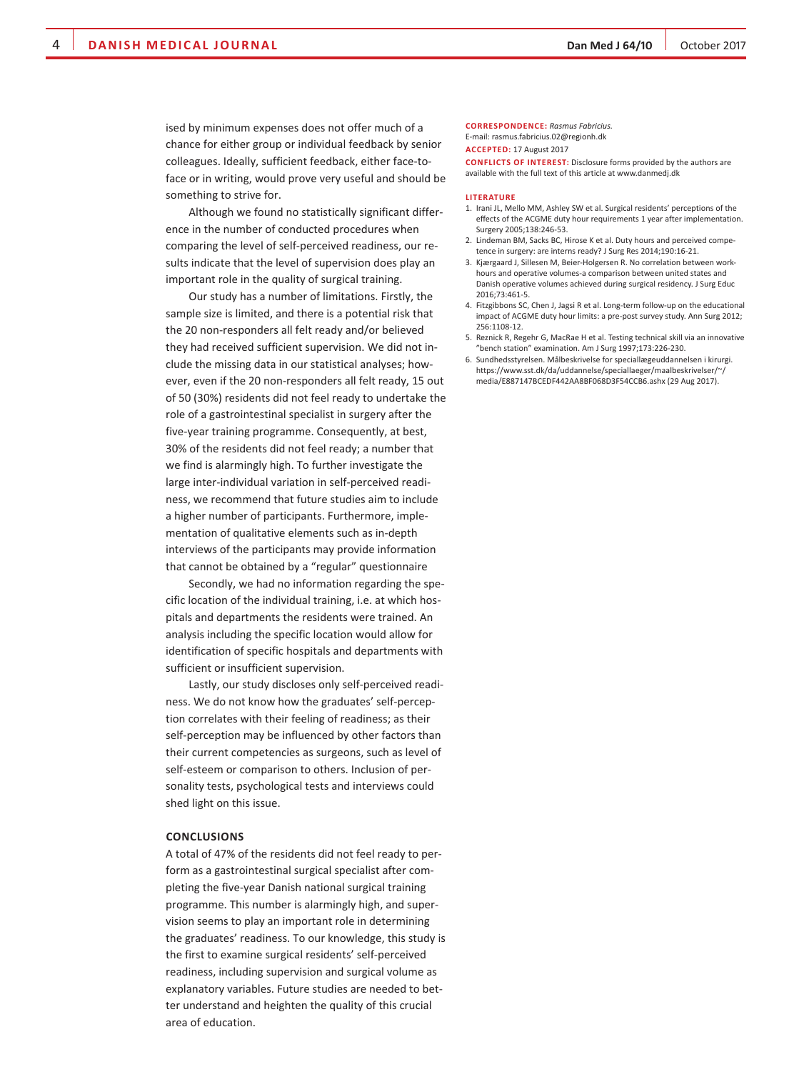ised by minimum expenses does not offer much of a chance for either group or individual feedback by senior colleagues. Ideally, sufficient feedback, either face-to-face or in writing, would prove very useful and should be something to strive for.

Although we found no statistically significant difference in the number of conducted procedures when comparing the level of self-perceived readiness, our results indicate that the level of supervision does play an important role in the quality of surgical training.

Our study has a number of limitations. Firstly, the sample size is limited, and there is a potential risk that the 20 non-responders all felt ready and/or believed they had received sufficient supervision. We did not include the missing data in our statistical analyses; however, even if the 20 non-responders all felt ready, 15 out of 50 (30%) residents did not feel ready to undertake the role of a gastrointestinal specialist in surgery after the five-year training programme. Consequently, at best, 30% of the residents did not feel ready; a number that we find is alarmingly high. To further investigate the large inter-individual variation in self-perceived readiness, we recommend that future studies aim to include a higher number of participants. Furthermore, implementation of qualitative elements such as in-depth interviews of the participants may provide information that cannot be obtained by a "regular" questionnaire

Secondly, we had no information regarding the specific location of the individual training, i.e. at which hospitals and departments the residents were trained. An analysis including the specific location would allow for identification of specific hospitals and departments with sufficient or insufficient supervision.

Lastly, our study discloses only self-perceived readiness. We do not know how the graduates' self-perception correlates with their feeling of readiness; as their self-perception may be influenced by other factors than their current competencies as surgeons, such as level of self-esteem or comparison to others. Inclusion of personality tests, psychological tests and interviews could shed light on this issue.

## CONCLUSIONS

A total of 47% of the residents did not feel ready to perform as a gastrointestinal surgical specialist after completing the five-year Danish national surgical training programme. This number is alarmingly high, and supervision seems to play an important role in determining the graduates' readiness. To our knowledge, this study is the first to examine surgical residents' self-perceived readiness, including supervision and surgical volume as explanatory variables. Future studies are needed to better understand and heighten the quality of this crucial area of education.

**CORRESPONDENCE:** *Rasmus Fabricius.*
E-mail: rasmus.fabricius.02@regionh.dk

**ACCEPTED:** 17 August 2017

**CONFLICTS OF INTEREST:** Disclosure forms provided by the authors are available with the full text of this article at www.danmedj.dk

**LITERATURE**

1. Irani JL, Mello MM, Ashley SW et al. Surgical residents' perceptions of the effects of the ACGME duty hour requirements 1 year after implementation. Surgery 2005;138:246-53.
2. Lindeman BM, Sacks BC, Hirose K et al. Duty hours and perceived competence in surgery: are interns ready? J Surg Res 2014;190:16-21.
3. Kjærgaard J, Sillesen M, Beier-Holgersen R. No correlation between work-hours and operative volumes-a comparison between united states and Danish operative volumes achieved during surgical residency. J Surg Educ 2016;73:461-5.
4. Fitzgibbons SC, Chen J, Jagsi R et al. Long-term follow-up on the educational impact of ACGME duty hour limits: a pre-post survey study. Ann Surg 2012; 256:1108-12.
5. Reznick R, Regehr G, MacRae H et al. Testing technical skill via an innovative "bench station" examination. Am J Surg 1997;173:226-230.
6. Sundhedsstyrelsen. Målbeskrivelse for speciallægeuddannelsen i kirurgi. https://www.sst.dk/da/uddannelse/speciallaeger/maalbeskrivelser/~/media/E887147BCEDF442AA8BF068D3F54CCB6.ashx (29 Aug 2017).